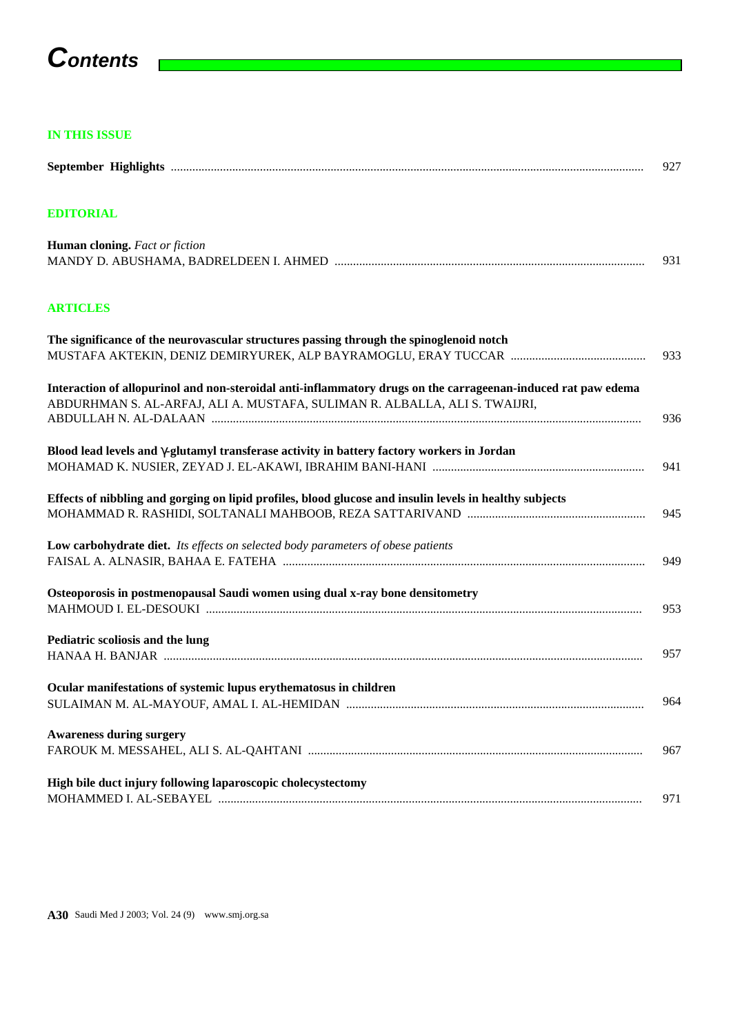# Contents

## IN THIS ISSUE

**September Highlights** ........................................ 927

## EDITORIAL

**Human cloning.** *Fact or fiction*
MANDY D. ABUSHAMA, BADRELDEEN I. AHMED ........................................ 931

## ARTICLES

**The significance of the neurovascular structures passing through the spinoglenoid notch**
MUSTAFA AKTEKIN, DENIZ DEMIRYUREK, ALP BAYRAMOGLU, ERAY TUCCAR ........................................ 933

**Interaction of allopurinol and non-steroidal anti-inflammatory drugs on the carrageenan-induced rat paw edema**
ABDURHMAN S. AL-ARFAJ, ALI A. MUSTAFA, SULIMAN R. ALBALLA, ALI S. TWAIJRI, ABDULLAH N. AL-DALAAN ........................................ 936

**Blood lead levels and γ-glutamyl transferase activity in battery factory workers in Jordan**
MOHAMAD K. NUSIER, ZEYAD J. EL-AKAWI, IBRAHIM BANI-HANI ........................................ 941

**Effects of nibbling and gorging on lipid profiles, blood glucose and insulin levels in healthy subjects**
MOHAMMAD R. RASHIDI, SOLTANALI MAHBOOB, REZA SATTARIVAND ........................................ 945

**Low carbohydrate diet.** *Its effects on selected body parameters of obese patients*
FAISAL A. ALNASIR, BAHAA E. FATEHA ........................................ 949

**Osteoporosis in postmenopausal Saudi women using dual x-ray bone densitometry**
MAHMOUD I. EL-DESOUKI ........................................ 953

**Pediatric scoliosis and the lung**
HANAA H. BANJAR ........................................ 957

**Ocular manifestations of systemic lupus erythematosus in children**
SULAIMAN M. AL-MAYOUF, AMAL I. AL-HEMIDAN ........................................ 964

**Awareness during surgery**
FAROUK M. MESSAHEL, ALI S. AL-QAHTANI ........................................ 967

**High bile duct injury following laparoscopic cholecystectomy**
MOHAMMED I. AL-SEBAYEL ........................................ 971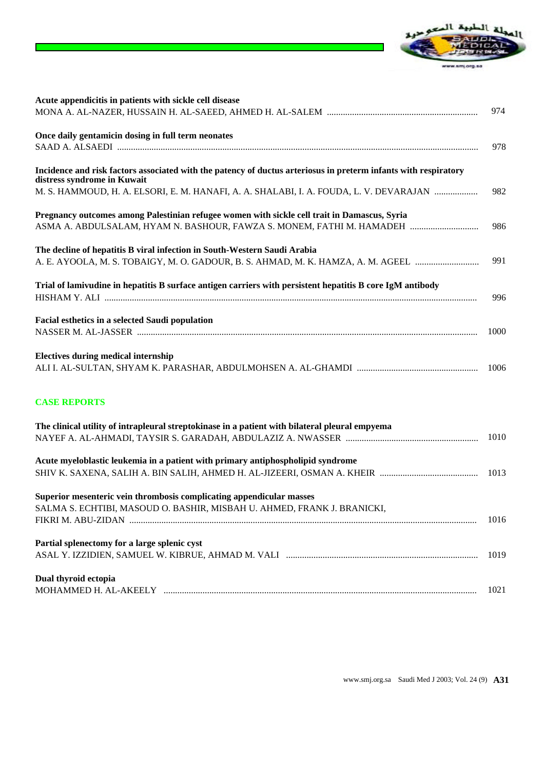**Acute appendicitis in patients with sickle cell disease**
MONA A. AL-NAZER, HUSSAIN H. AL-SAEED, AHMED H. AL-SALEM .................................................................. 974

**Once daily gentamicin dosing in full term neonates**
SAAD A. ALSAEDI .......................................................................................................................................................... 978

**Incidence and risk factors associated with the patency of ductus arteriosus in preterm infants with respiratory distress syndrome in Kuwait**
M. S. HAMMOUD, H. A. ELSORI, E. M. HANAFI, A. A. SHALABI, I. A. FOUDA, L. V. DEVARAJAN ................... 982

**Pregnancy outcomes among Palestinian refugee women with sickle cell trait in Damascus, Syria**
ASMA A. ABDULSALAM, HYAM N. BASHOUR, FAWZA S. MONEM, FATHI M. HAMADEH .............................. 986

**The decline of hepatitis B viral infection in South-Western Saudi Arabia**
A. E. AYOOLA, M. S. TOBAIGY, M. O. GADOUR, B. S. AHMAD, M. K. HAMZA, A. M. AGEEL ............................ 991

**Trial of lamivudine in hepatitis B surface antigen carriers with persistent hepatitis B core IgM antibody**
HISHAM Y. ALI ................................................................................................................................................................ 996

**Facial esthetics in a selected Saudi population**
NASSER M. AL-JASSER .................................................................................................................................................. 1000

**Electives during medical internship**
ALI I. AL-SULTAN, SHYAM K. PARASHAR, ABDULMOHSEN A. AL-GHAMDI ..................................................... 1006

## CASE REPORTS

**The clinical utility of intrapleural streptokinase in a patient with bilateral pleural empyema**
NAYEF A. AL-AHMADI, TAYSIR S. GARADAH, ABDULAZIZ A. NWASSER .......................................................... 1010

**Acute myeloblastic leukemia in a patient with primary antiphospholipid syndrome**
SHIV K. SAXENA, SALIH A. BIN SALIH, AHMED H. AL-JIZEERI, OSMAN A. KHEIR ........................................... 1013

**Superior mesenteric vein thrombosis complicating appendicular masses**
SALMA S. ECHTIBI, MASOUD O. BASHIR, MISBAH U. AHMED, FRANK J. BRANICKI,
FIKRI M. ABU-ZIDAN ...................................................................................................................................................... 1016

**Partial splenectomy for a large splenic cyst**
ASAL Y. IZZIDIEN, SAMUEL W. KIBRUE, AHMAD M. VALI .................................................................................... 1019

**Dual thyroid ectopia**
MOHAMMED H. AL-AKEELY ........................................................................................................................................ 1021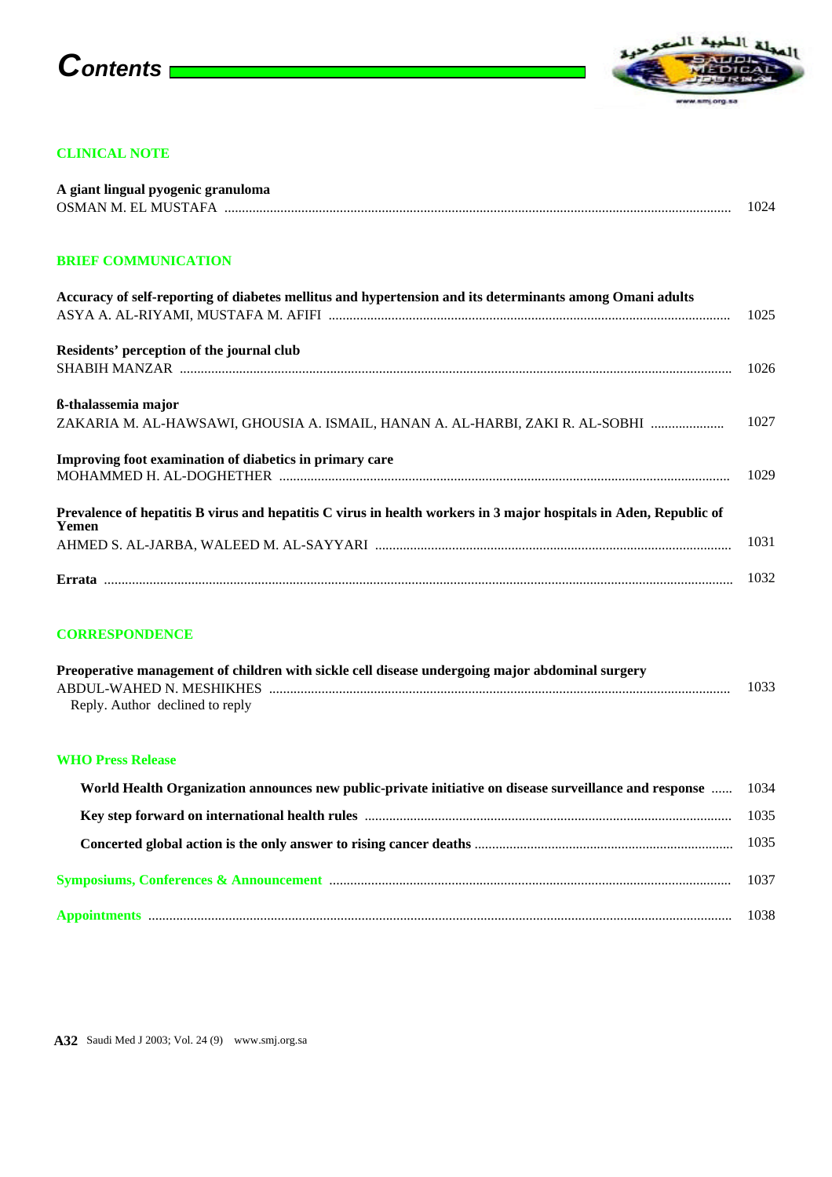# Contents

## CLINICAL NOTE

**A giant lingual pyogenic granuloma**
OSMAN M. EL MUSTAFA ........ 1024

## BRIEF COMMUNICATION

**Accuracy of self-reporting of diabetes mellitus and hypertension and its determinants among Omani adults**
ASYA A. AL-RIYAMI, MUSTAFA M. AFIFI ........ 1025

**Residents' perception of the journal club**
SHABIH MANZAR ........ 1026

**ß-thalassemia major**
ZAKARIA M. AL-HAWSAWI, GHOUSIA A. ISMAIL, HANAN A. AL-HARBI, ZAKI R. AL-SOBHI ........ 1027

**Improving foot examination of diabetics in primary care**
MOHAMMED H. AL-DOGHETHER ........ 1029

**Prevalence of hepatitis B virus and hepatitis C virus in health workers in 3 major hospitals in Aden, Republic of Yemen**
AHMED S. AL-JARBA, WALEED M. AL-SAYYARI ........ 1031

**Errata** ........ 1032

## CORRESPONDENCE

**Preoperative management of children with sickle cell disease undergoing major abdominal surgery**
ABDUL-WAHED N. MESHIKHES ........ 1033
Reply. Author declined to reply

## WHO Press Release

**World Health Organization announces new public-private initiative on disease surveillance and response** ........ 1034

**Key step forward on international health rules** ........ 1035

**Concerted global action is the only answer to rising cancer deaths** ........ 1035

## Symposiums, Conferences & Announcement ........ 1037

## Appointments ........ 1038